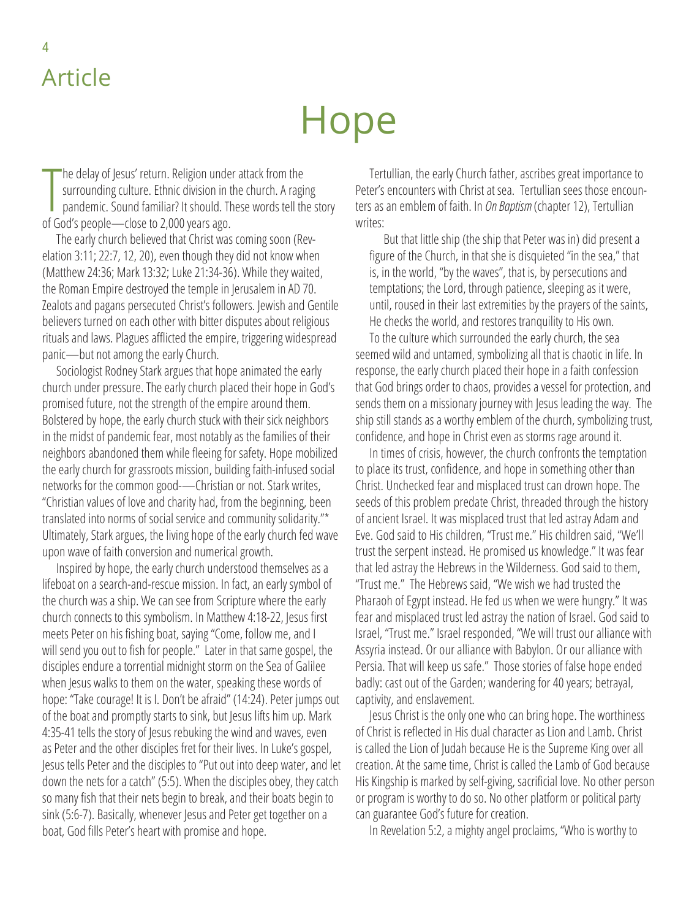# Hope

The delay of Jesus' return. Religion under attack from the surrounding culture. Ethnic division in the church. A raging pandemic. Sound familiar? It should. These words tell the story of God's people—close to 2,000 years ago.

The early church believed that Christ was coming soon (Revelation 3:11; 22:7, 12, 20), even though they did not know when (Matthew 24:36; Mark 13:32; Luke 21:34-36). While they waited, the Roman Empire destroyed the temple in Jerusalem in AD 70. Zealots and pagans persecuted Christ's followers. Jewish and Gentile believers turned on each other with bitter disputes about religious rituals and laws. Plagues afflicted the empire, triggering widespread panic—but not among the early Church.

Sociologist Rodney Stark argues that hope animated the early church under pressure. The early church placed their hope in God's promised future, not the strength of the empire around them. Bolstered by hope, the early church stuck with their sick neighbors in the midst of pandemic fear, most notably as the families of their neighbors abandoned them while fleeing for safety. Hope mobilized the early church for grassroots mission, building faith-infused social networks for the common good-—Christian or not. Stark writes, "Christian values of love and charity had, from the beginning, been translated into norms of social service and community solidarity."* Ultimately, Stark argues, the living hope of the early church fed wave upon wave of faith conversion and numerical growth.

Inspired by hope, the early church understood themselves as a lifeboat on a search-and-rescue mission. In fact, an early symbol of the church was a ship. We can see from Scripture where the early church connects to this symbolism. In Matthew 4:18-22, Jesus first meets Peter on his fishing boat, saying "Come, follow me, and I will send you out to fish for people." Later in that same gospel, the disciples endure a torrential midnight storm on the Sea of Galilee when Jesus walks to them on the water, speaking these words of hope: "Take courage! It is I. Don't be afraid" (14:24). Peter jumps out of the boat and promptly starts to sink, but Jesus lifts him up. Mark 4:35-41 tells the story of Jesus rebuking the wind and waves, even as Peter and the other disciples fret for their lives. In Luke's gospel, Jesus tells Peter and the disciples to "Put out into deep water, and let down the nets for a catch" (5:5). When the disciples obey, they catch so many fish that their nets begin to break, and their boats begin to sink (5:6-7). Basically, whenever Jesus and Peter get together on a boat, God fills Peter's heart with promise and hope.

Tertullian, the early Church father, ascribes great importance to Peter's encounters with Christ at sea. Tertullian sees those encounters as an emblem of faith. In *On Baptism* (chapter 12), Tertullian writes:

> But that little ship (the ship that Peter was in) did present a figure of the Church, in that she is disquieted "in the sea," that is, in the world, "by the waves", that is, by persecutions and temptations; the Lord, through patience, sleeping as it were, until, roused in their last extremities by the prayers of the saints, He checks the world, and restores tranquility to His own.

To the culture which surrounded the early church, the sea seemed wild and untamed, symbolizing all that is chaotic in life. In response, the early church placed their hope in a faith confession that God brings order to chaos, provides a vessel for protection, and sends them on a missionary journey with Jesus leading the way. The ship still stands as a worthy emblem of the church, symbolizing trust, confidence, and hope in Christ even as storms rage around it.

In times of crisis, however, the church confronts the temptation to place its trust, confidence, and hope in something other than Christ. Unchecked fear and misplaced trust can drown hope. The seeds of this problem predate Christ, threaded through the history of ancient Israel. It was misplaced trust that led astray Adam and Eve. God said to His children, "Trust me." His children said, "We'll trust the serpent instead. He promised us knowledge." It was fear that led astray the Hebrews in the Wilderness. God said to them, "Trust me." The Hebrews said, "We wish we had trusted the Pharaoh of Egypt instead. He fed us when we were hungry." It was fear and misplaced trust led astray the nation of Israel. God said to Israel, "Trust me." Israel responded, "We will trust our alliance with Assyria instead. Or our alliance with Babylon. Or our alliance with Persia. That will keep us safe." Those stories of false hope ended badly: cast out of the Garden; wandering for 40 years; betrayal, captivity, and enslavement.

Jesus Christ is the only one who can bring hope. The worthiness of Christ is reflected in His dual character as Lion and Lamb. Christ is called the Lion of Judah because He is the Supreme King over all creation. At the same time, Christ is called the Lamb of God because His Kingship is marked by self-giving, sacrificial love. No other person or program is worthy to do so. No other platform or political party can guarantee God's future for creation.

In Revelation 5:2, a mighty angel proclaims, "Who is worthy to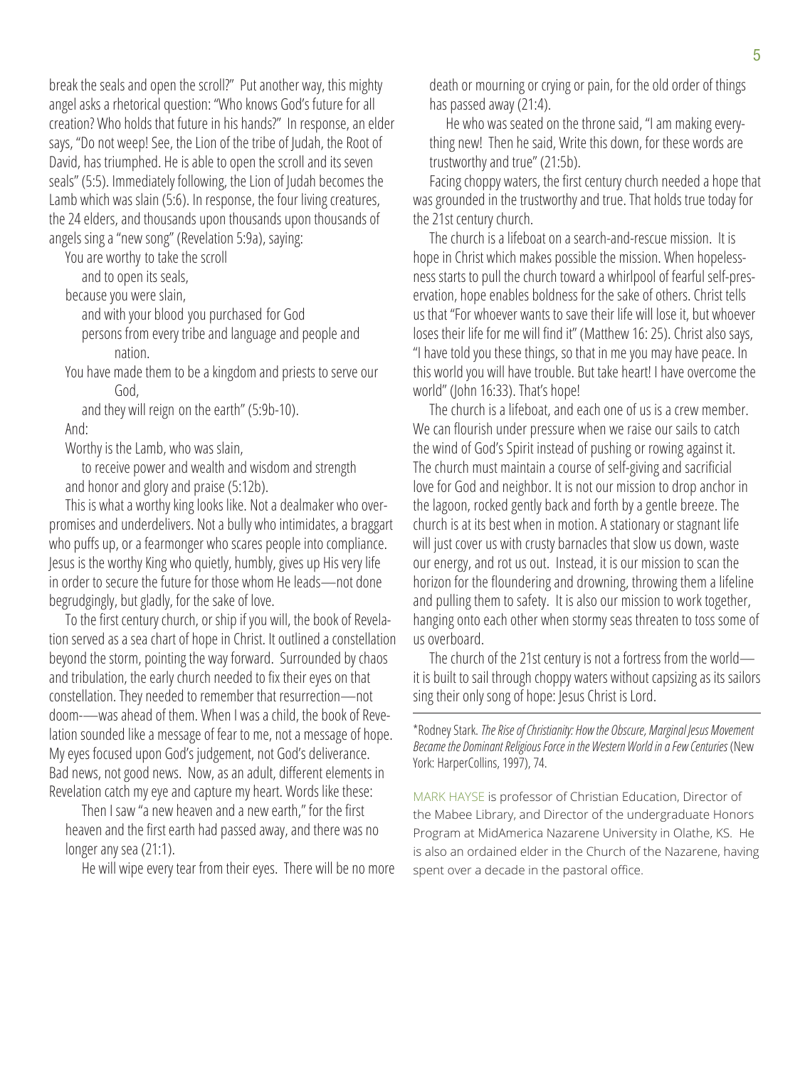break the seals and open the scroll?" Put another way, this mighty angel asks a rhetorical question: "Who knows God's future for all creation? Who holds that future in his hands?" In response, an elder says, "Do not weep! See, the Lion of the tribe of Judah, the Root of David, has triumphed. He is able to open the scroll and its seven seals" (5:5). Immediately following, the Lion of Judah becomes the Lamb which was slain (5:6). In response, the four living creatures, the 24 elders, and thousands upon thousands upon thousands of angels sing a "new song" (Revelation 5:9a), saying:

> You are worthy to take the scroll
> and to open its seals,
> because you were slain,
> and with your blood you purchased for God
> persons from every tribe and language and people and nation.
> You have made them to be a kingdom and priests to serve our God,
> and they will reign on the earth" (5:9b-10).

And:

> Worthy is the Lamb, who was slain,
> to receive power and wealth and wisdom and strength
> and honor and glory and praise (5:12b).

This is what a worthy king looks like. Not a dealmaker who over-promises and underdelivers. Not a bully who intimidates, a braggart who puffs up, or a fearmonger who scares people into compliance. Jesus is the worthy King who quietly, humbly, gives up His very life in order to secure the future for those whom He leads—not done begrudgingly, but gladly, for the sake of love.

To the first century church, or ship if you will, the book of Revelation served as a sea chart of hope in Christ. It outlined a constellation beyond the storm, pointing the way forward. Surrounded by chaos and tribulation, the early church needed to fix their eyes on that constellation. They needed to remember that resurrection—not doom-—was ahead of them. When I was a child, the book of Revelation sounded like a message of fear to me, not a message of hope. My eyes focused upon God's judgement, not God's deliverance. Bad news, not good news. Now, as an adult, different elements in Revelation catch my eye and capture my heart. Words like these:

> Then I saw "a new heaven and a new earth," for the first heaven and the first earth had passed away, and there was no longer any sea (21:1).
>
> He will wipe every tear from their eyes. There will be no more death or mourning or crying or pain, for the old order of things has passed away (21:4).
>
> He who was seated on the throne said, "I am making everything new! Then he said, Write this down, for these words are trustworthy and true" (21:5b).

Facing choppy waters, the first century church needed a hope that was grounded in the trustworthy and true. That holds true today for the 21st century church.

The church is a lifeboat on a search-and-rescue mission. It is hope in Christ which makes possible the mission. When hopelessness starts to pull the church toward a whirlpool of fearful self-preservation, hope enables boldness for the sake of others. Christ tells us that "For whoever wants to save their life will lose it, but whoever loses their life for me will find it" (Matthew 16: 25). Christ also says, "I have told you these things, so that in me you may have peace. In this world you will have trouble. But take heart! I have overcome the world" (John 16:33). That's hope!

The church is a lifeboat, and each one of us is a crew member. We can flourish under pressure when we raise our sails to catch the wind of God's Spirit instead of pushing or rowing against it. The church must maintain a course of self-giving and sacrificial love for God and neighbor. It is not our mission to drop anchor in the lagoon, rocked gently back and forth by a gentle breeze. The church is at its best when in motion. A stationary or stagnant life will just cover us with crusty barnacles that slow us down, waste our energy, and rot us out. Instead, it is our mission to scan the horizon for the floundering and drowning, throwing them a lifeline and pulling them to safety. It is also our mission to work together, hanging onto each other when stormy seas threaten to toss some of us overboard.

The church of the 21st century is not a fortress from the world—it is built to sail through choppy waters without capsizing as its sailors sing their only song of hope: Jesus Christ is Lord.

---

*Rodney Stark. *The Rise of Christianity: How the Obscure, Marginal Jesus Movement Became the Dominant Religious Force in the Western World in a Few Centuries* (New York: HarperCollins, 1997), 74.

MARK HAYSE is professor of Christian Education, Director of the Mabee Library, and Director of the undergraduate Honors Program at MidAmerica Nazarene University in Olathe, KS. He is also an ordained elder in the Church of the Nazarene, having spent over a decade in the pastoral office.